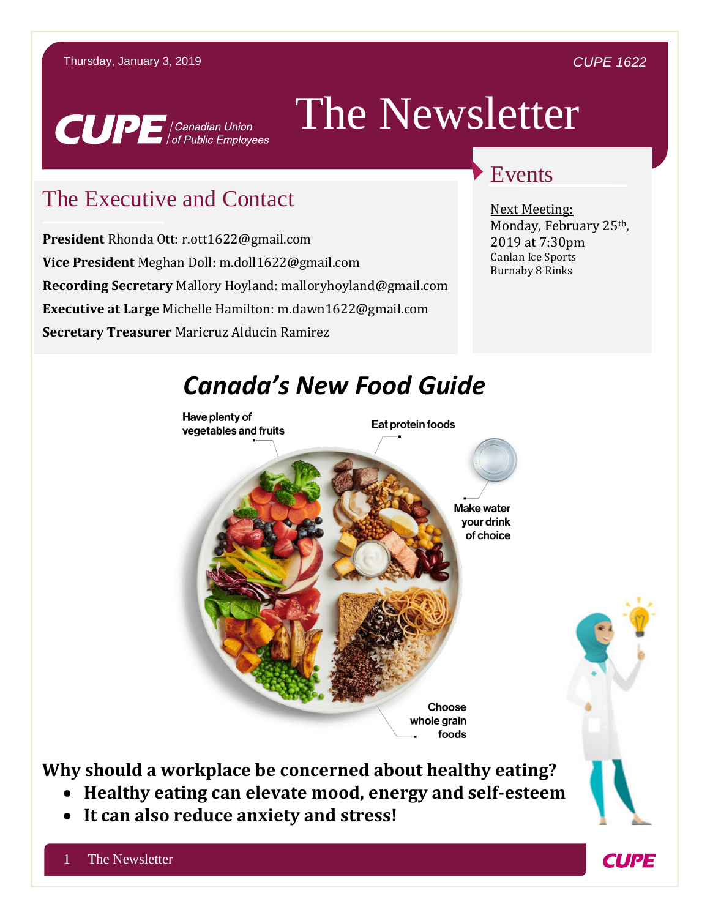Thursday, January 3, 2019

CUPE 1622

CUPE | Canadian Union of Public Employees

# The Newsletter

## The Executive and Contact

**President** Rhonda Ott: r.ott1622@gmail.com

**Vice President** Meghan Doll: m.doll1622@gmail.com

**Recording Secretary** Mallory Hoyland: malloryhoyland@gmail.com

**Executive at Large** Michelle Hamilton: m.dawn1622@gmail.com

**Secretary Treasurer** Maricruz Alducin Ramirez

## Events

Next Meeting:
Monday, February 25th, 2019 at 7:30pm
Canlan Ice Sports
Burnaby 8 Rinks

## *Canada's New Food Guide*

Have plenty of vegetables and fruits

Eat protein foods

Make water your drink of choice

Choose whole grain foods

**Why should a workplace be concerned about healthy eating?**

- **Healthy eating can elevate mood, energy and self-esteem**
- **It can also reduce anxiety and stress!**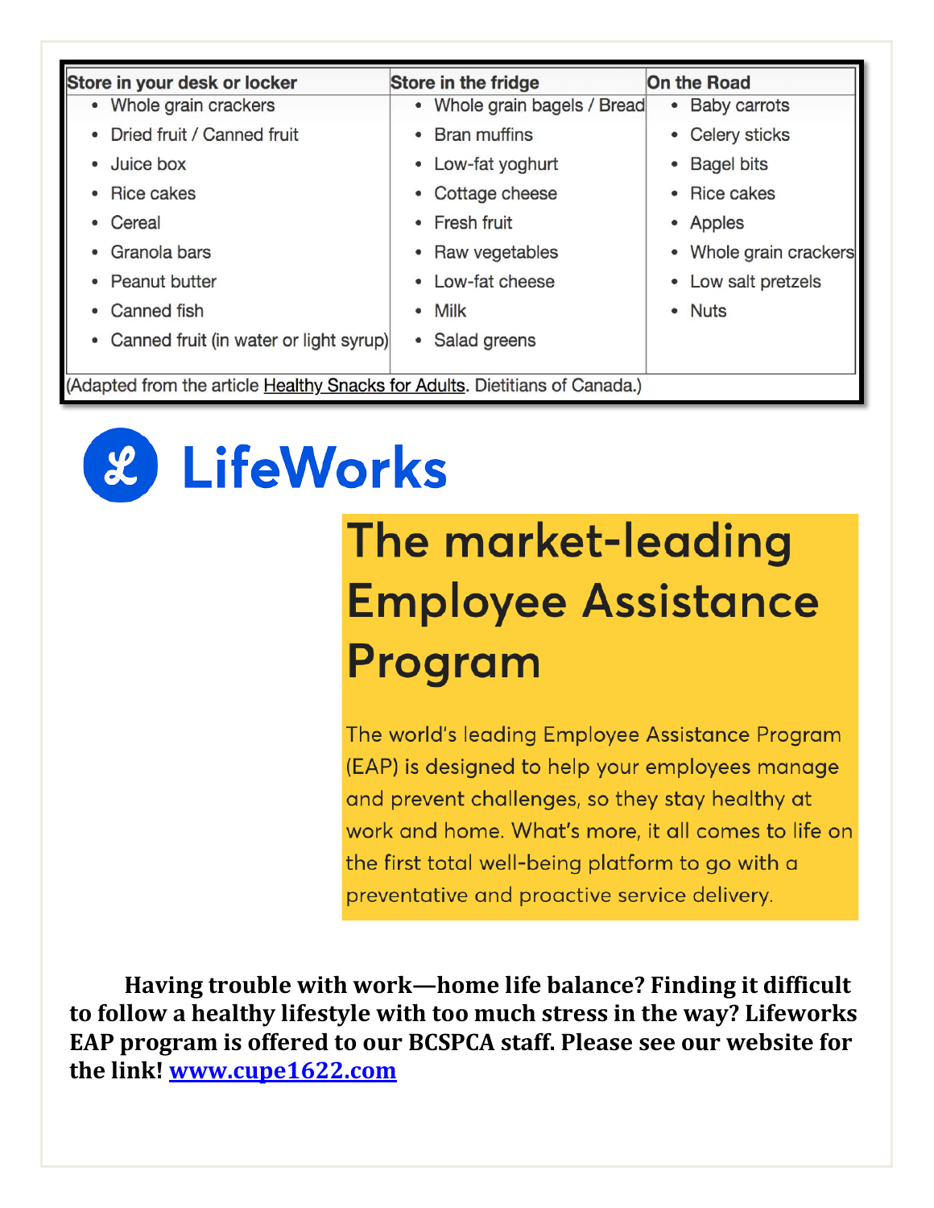| Store in your desk or locker | Store in the fridge | On the Road |
|---|---|---|
| • Whole grain crackers | • Whole grain bagels / Bread | • Baby carrots |
| • Dried fruit / Canned fruit | • Bran muffins | • Celery sticks |
| • Juice box | • Low-fat yoghurt | • Bagel bits |
| • Rice cakes | • Cottage cheese | • Rice cakes |
| • Cereal | • Fresh fruit | • Apples |
| • Granola bars | • Raw vegetables | • Whole grain crackers |
| • Peanut butter | • Low-fat cheese | • Low salt pretzels |
| • Canned fish | • Milk | • Nuts |
| • Canned fruit (in water or light syrup) | • Salad greens | |

(Adapted from the article Healthy Snacks for Adults. Dietitians of Canada.)

# LifeWorks

## The market-leading Employee Assistance Program

The world's leading Employee Assistance Program (EAP) is designed to help your employees manage and prevent challenges, so they stay healthy at work and home. What's more, it all comes to life on the first total well-being platform to go with a preventative and proactive service delivery.

**Having trouble with work—home life balance? Finding it difficult to follow a healthy lifestyle with too much stress in the way? Lifeworks EAP program is offered to our BCSPCA staff. Please see our website for the link! [www.cupe1622.com](www.cupe1622.com)**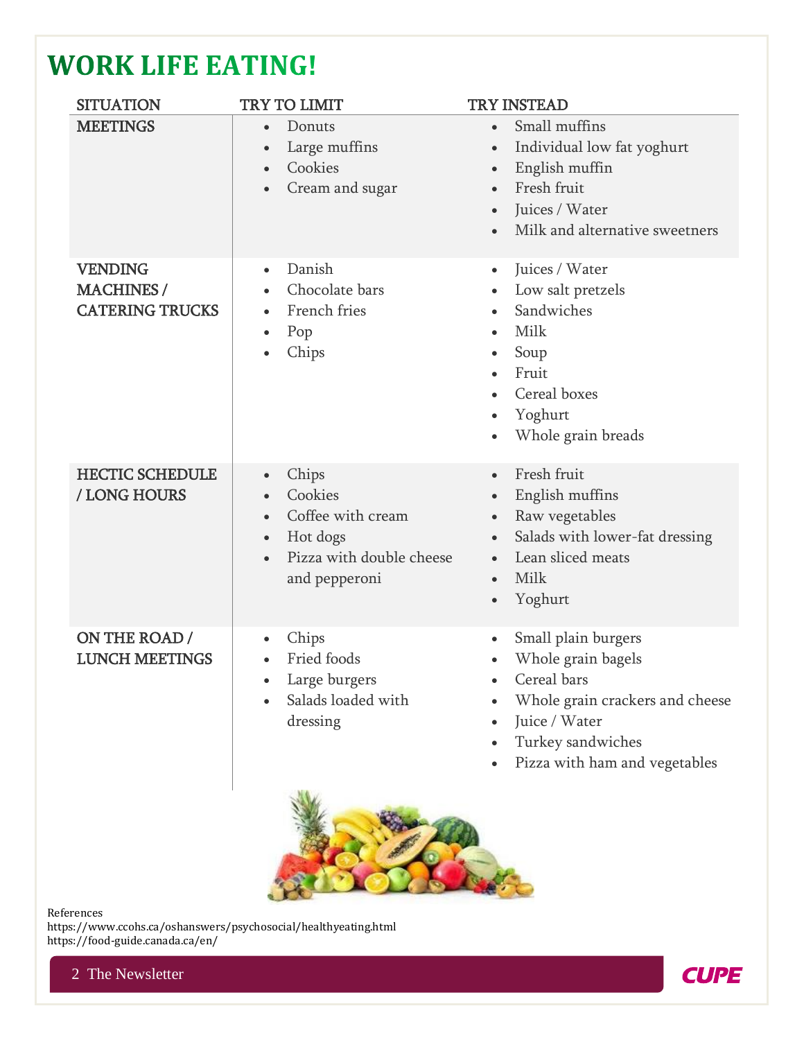# WORK LIFE EATING!

| SITUATION | TRY TO LIMIT | TRY INSTEAD |
|---|---|---|
| MEETINGS | • Donuts<br>• Large muffins<br>• Cookies<br>• Cream and sugar | • Small muffins<br>• Individual low fat yoghurt<br>• English muffin<br>• Fresh fruit<br>• Juices / Water<br>• Milk and alternative sweetners |
| VENDING MACHINES / CATERING TRUCKS | • Danish<br>• Chocolate bars<br>• French fries<br>• Pop<br>• Chips | • Juices / Water<br>• Low salt pretzels<br>• Sandwiches<br>• Milk<br>• Soup<br>• Fruit<br>• Cereal boxes<br>• Yoghurt<br>• Whole grain breads |
| HECTIC SCHEDULE / LONG HOURS | • Chips<br>• Cookies<br>• Coffee with cream<br>• Hot dogs<br>• Pizza with double cheese and pepperoni | • Fresh fruit<br>• English muffins<br>• Raw vegetables<br>• Salads with lower-fat dressing<br>• Lean sliced meats<br>• Milk<br>• Yoghurt |
| ON THE ROAD / LUNCH MEETINGS | • Chips<br>• Fried foods<br>• Large burgers<br>• Salads loaded with dressing | • Small plain burgers<br>• Whole grain bagels<br>• Cereal bars<br>• Whole grain crackers and cheese<br>• Juice / Water<br>• Turkey sandwiches<br>• Pizza with ham and vegetables |

References
https://www.ccohs.ca/oshanswers/psychosocial/healthyeating.html
https://food-guide.canada.ca/en/